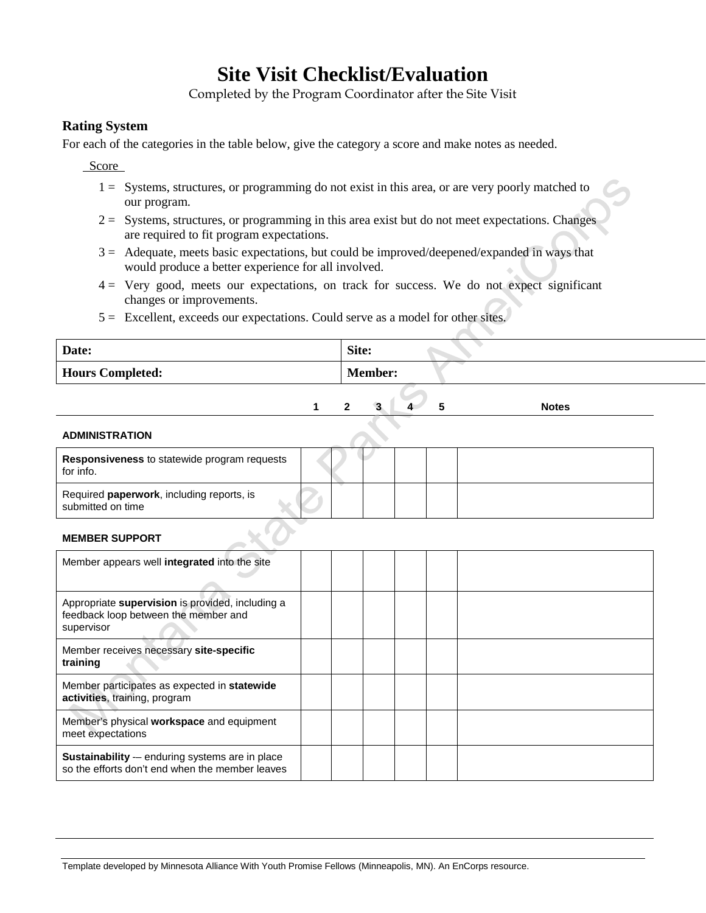# Site Visit Checklist/Evaluation

Completed by the Program Coordinator after the Site Visit

## Rating System

For each of the categories in the table below, give the category a score and make notes as needed.

Score

1 = Systems, structures, or programming do not exist in this area, or are very poorly matched to our program.

2 = Systems, structures, or programming in this area exist but do not meet expectations. Changes are required to fit program expectations.

3 = Adequate, meets basic expectations, but could be improved/deepened/expanded in ways that would produce a better experience for all involved.

4 = Very good, meets our expectations, on track for success. We do not expect significant changes or improvements.

5 = Excellent, exceeds our expectations. Could serve as a model for other sites.

| **Date:** | **Site:** |
|---|---|
| **Hours Completed:** | **Member:** |

| | 1 | 2 | 3 | 4 | 5 | Notes |
|---|---|---|---|---|---|---|
| **ADMINISTRATION** | | | | | | |
| **Responsiveness** to statewide program requests for info. | | | | | | |
| Required **paperwork**, including reports, is submitted on time | | | | | | |
| **MEMBER SUPPORT** | | | | | | |
| Member appears well **integrated** into the site | | | | | | |
| Appropriate **supervision** is provided, including a feedback loop between the member and supervisor | | | | | | |
| Member receives necessary **site-specific training** | | | | | | |
| Member participates as expected in **statewide activities**, training, program | | | | | | |
| Member's physical **workspace** and equipment meet expectations | | | | | | |
| **Sustainability** -– enduring systems are in place so the efforts don't end when the member leaves | | | | | | |

Template developed by Minnesota Alliance With Youth Promise Fellows (Minneapolis, MN). An EnCorps resource.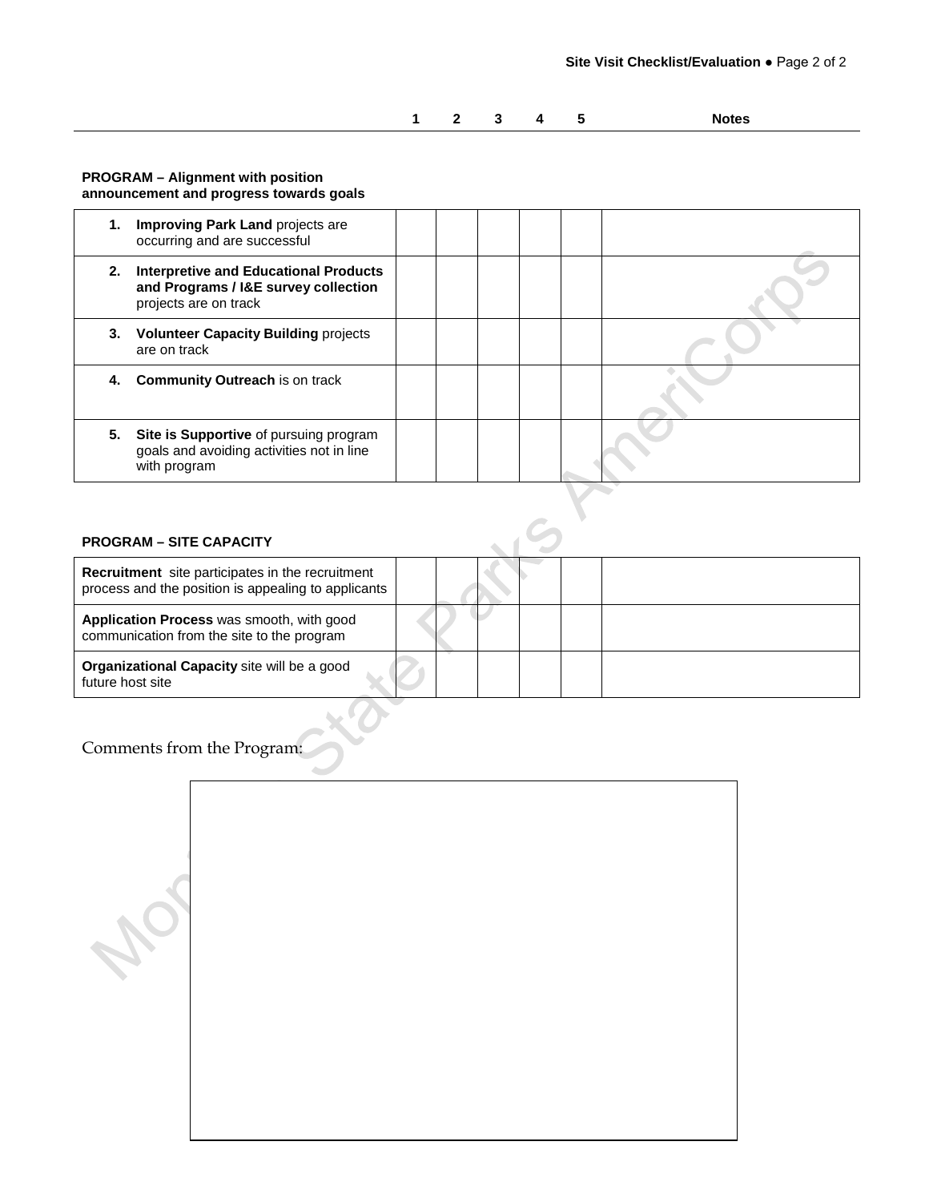| | 1 | 2 | 3 | 4 | 5 | Notes |
|---|---|---|---|---|---|---|
| **PROGRAM – Alignment with position announcement and progress towards goals** | | | | | | |
| 1. **Improving Park Land** projects are occurring and are successful | | | | | | |
| 2. **Interpretive and Educational Products and Programs / I&E survey collection** projects are on track | | | | | | |
| 3. **Volunteer Capacity Building** projects are on track | | | | | | |
| 4. **Community Outreach** is on track | | | | | | |
| 5. **Site is Supportive** of pursuing program goals and avoiding activities not in line with program | | | | | | |
| **PROGRAM – SITE CAPACITY** | | | | | | |
| **Recruitment** site participates in the recruitment process and the position is appealing to applicants | | | | | | |
| **Application Process** was smooth, with good communication from the site to the program | | | | | | |
| **Organizational Capacity** site will be a good future host site | | | | | | |

Comments from the Program: